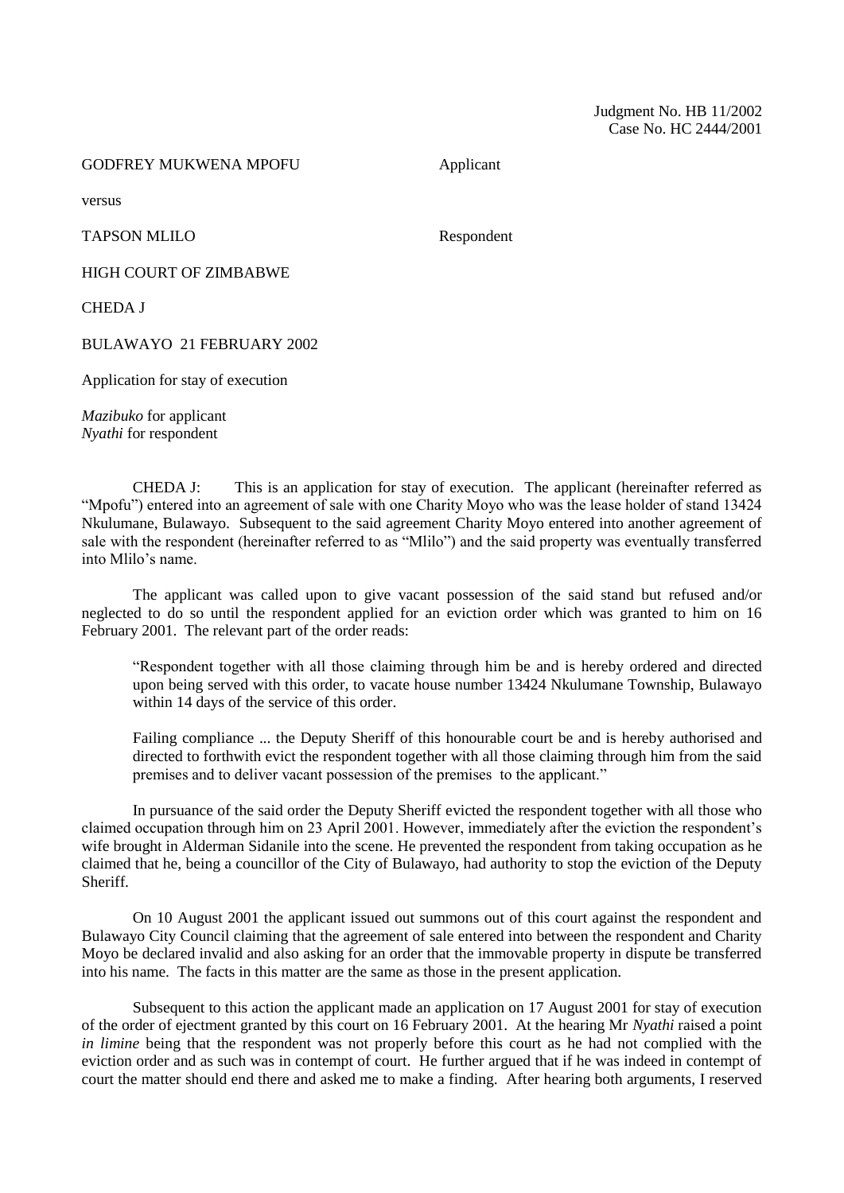Judgment No. HB 11/2002
Case No. HC 2444/2001

GODFREY MUKWENA MPOFU Applicant

versus

TAPSON MLILO Respondent

HIGH COURT OF ZIMBABWE

CHEDA J

BULAWAYO 21 FEBRUARY 2002

Application for stay of execution

*Mazibuko* for applicant
*Nyathi* for respondent

CHEDA J: This is an application for stay of execution. The applicant (hereinafter referred as "Mpofu") entered into an agreement of sale with one Charity Moyo who was the lease holder of stand 13424 Nkulumane, Bulawayo. Subsequent to the said agreement Charity Moyo entered into another agreement of sale with the respondent (hereinafter referred to as "Mlilo") and the said property was eventually transferred into Mlilo's name.

The applicant was called upon to give vacant possession of the said stand but refused and/or neglected to do so until the respondent applied for an eviction order which was granted to him on 16 February 2001. The relevant part of the order reads:

> "Respondent together with all those claiming through him be and is hereby ordered and directed upon being served with this order, to vacate house number 13424 Nkulumane Township, Bulawayo within 14 days of the service of this order.
>
> Failing compliance ... the Deputy Sheriff of this honourable court be and is hereby authorised and directed to forthwith evict the respondent together with all those claiming through him from the said premises and to deliver vacant possession of the premises to the applicant."

In pursuance of the said order the Deputy Sheriff evicted the respondent together with all those who claimed occupation through him on 23 April 2001. However, immediately after the eviction the respondent's wife brought in Alderman Sidanile into the scene. He prevented the respondent from taking occupation as he claimed that he, being a councillor of the City of Bulawayo, had authority to stop the eviction of the Deputy Sheriff.

On 10 August 2001 the applicant issued out summons out of this court against the respondent and Bulawayo City Council claiming that the agreement of sale entered into between the respondent and Charity Moyo be declared invalid and also asking for an order that the immovable property in dispute be transferred into his name. The facts in this matter are the same as those in the present application.

Subsequent to this action the applicant made an application on 17 August 2001 for stay of execution of the order of ejectment granted by this court on 16 February 2001. At the hearing Mr *Nyathi* raised a point *in limine* being that the respondent was not properly before this court as he had not complied with the eviction order and as such was in contempt of court. He further argued that if he was indeed in contempt of court the matter should end there and asked me to make a finding. After hearing both arguments, I reserved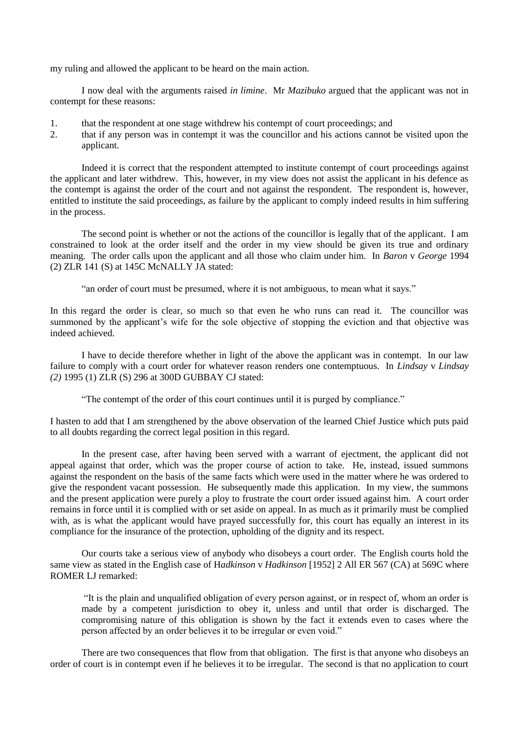my ruling and allowed the applicant to be heard on the main action.

I now deal with the arguments raised *in limine*. Mr *Mazibuko* argued that the applicant was not in contempt for these reasons:

1. that the respondent at one stage withdrew his contempt of court proceedings; and
2. that if any person was in contempt it was the councillor and his actions cannot be visited upon the applicant.

Indeed it is correct that the respondent attempted to institute contempt of court proceedings against the applicant and later withdrew. This, however, in my view does not assist the applicant in his defence as the contempt is against the order of the court and not against the respondent. The respondent is, however, entitled to institute the said proceedings, as failure by the applicant to comply indeed results in him suffering in the process.

The second point is whether or not the actions of the councillor is legally that of the applicant. I am constrained to look at the order itself and the order in my view should be given its true and ordinary meaning. The order calls upon the applicant and all those who claim under him. In *Baron* v *George* 1994 (2) ZLR 141 (S) at 145C McNALLY JA stated:

> "an order of court must be presumed, where it is not ambiguous, to mean what it says."

In this regard the order is clear, so much so that even he who runs can read it. The councillor was summoned by the applicant's wife for the sole objective of stopping the eviction and that objective was indeed achieved.

I have to decide therefore whether in light of the above the applicant was in contempt. In our law failure to comply with a court order for whatever reason renders one contemptuous. In *Lindsay* v *Lindsay (2)* 1995 (1) ZLR (S) 296 at 300D GUBBAY CJ stated:

> "The contempt of the order of this court continues until it is purged by compliance."

I hasten to add that I am strengthened by the above observation of the learned Chief Justice which puts paid to all doubts regarding the correct legal position in this regard.

In the present case, after having been served with a warrant of ejectment, the applicant did not appeal against that order, which was the proper course of action to take. He, instead, issued summons against the respondent on the basis of the same facts which were used in the matter where he was ordered to give the respondent vacant possession. He subsequently made this application. In my view, the summons and the present application were purely a ploy to frustrate the court order issued against him. A court order remains in force until it is complied with or set aside on appeal. In as much as it primarily must be complied with, as is what the applicant would have prayed for successfully for, this court has equally an interest in its compliance for the insurance of the protection, upholding of the dignity and its respect.

Our courts take a serious view of anybody who disobeys a court order. The English courts hold the same view as stated in the English case of H*adkinson* v *Hadkinson* [1952] 2 All ER 567 (CA) at 569C where ROMER LJ remarked:

> "It is the plain and unqualified obligation of every person against, or in respect of, whom an order is made by a competent jurisdiction to obey it, unless and until that order is discharged. The compromising nature of this obligation is shown by the fact it extends even to cases where the person affected by an order believes it to be irregular or even void."

There are two consequences that flow from that obligation. The first is that anyone who disobeys an order of court is in contempt even if he believes it to be irregular. The second is that no application to court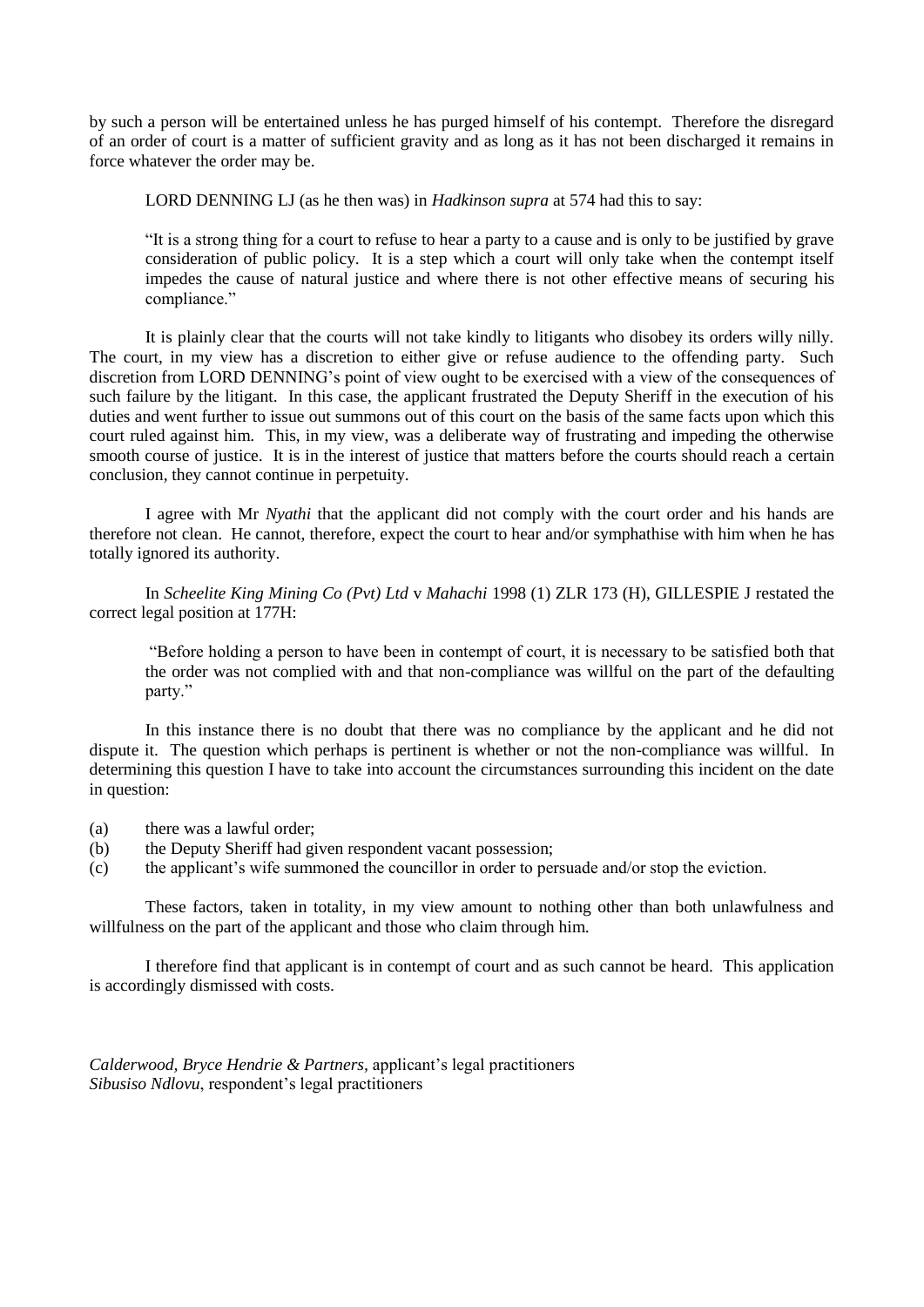by such a person will be entertained unless he has purged himself of his contempt. Therefore the disregard of an order of court is a matter of sufficient gravity and as long as it has not been discharged it remains in force whatever the order may be.

LORD DENNING LJ (as he then was) in *Hadkinson supra* at 574 had this to say:

> "It is a strong thing for a court to refuse to hear a party to a cause and is only to be justified by grave consideration of public policy. It is a step which a court will only take when the contempt itself impedes the cause of natural justice and where there is not other effective means of securing his compliance."

It is plainly clear that the courts will not take kindly to litigants who disobey its orders willy nilly. The court, in my view has a discretion to either give or refuse audience to the offending party. Such discretion from LORD DENNING's point of view ought to be exercised with a view of the consequences of such failure by the litigant. In this case, the applicant frustrated the Deputy Sheriff in the execution of his duties and went further to issue out summons out of this court on the basis of the same facts upon which this court ruled against him. This, in my view, was a deliberate way of frustrating and impeding the otherwise smooth course of justice. It is in the interest of justice that matters before the courts should reach a certain conclusion, they cannot continue in perpetuity.

I agree with Mr *Nyathi* that the applicant did not comply with the court order and his hands are therefore not clean. He cannot, therefore, expect the court to hear and/or symphathise with him when he has totally ignored its authority.

In *Scheelite King Mining Co (Pvt) Ltd* v *Mahachi* 1998 (1) ZLR 173 (H), GILLESPIE J restated the correct legal position at 177H:

> "Before holding a person to have been in contempt of court, it is necessary to be satisfied both that the order was not complied with and that non-compliance was willful on the part of the defaulting party."

In this instance there is no doubt that there was no compliance by the applicant and he did not dispute it. The question which perhaps is pertinent is whether or not the non-compliance was willful. In determining this question I have to take into account the circumstances surrounding this incident on the date in question:

(a) there was a lawful order;
(b) the Deputy Sheriff had given respondent vacant possession;
(c) the applicant's wife summoned the councillor in order to persuade and/or stop the eviction.

These factors, taken in totality, in my view amount to nothing other than both unlawfulness and willfulness on the part of the applicant and those who claim through him.

I therefore find that applicant is in contempt of court and as such cannot be heard. This application is accordingly dismissed with costs.

*Calderwood, Bryce Hendrie & Partners*, applicant's legal practitioners
*Sibusiso Ndlovu*, respondent's legal practitioners